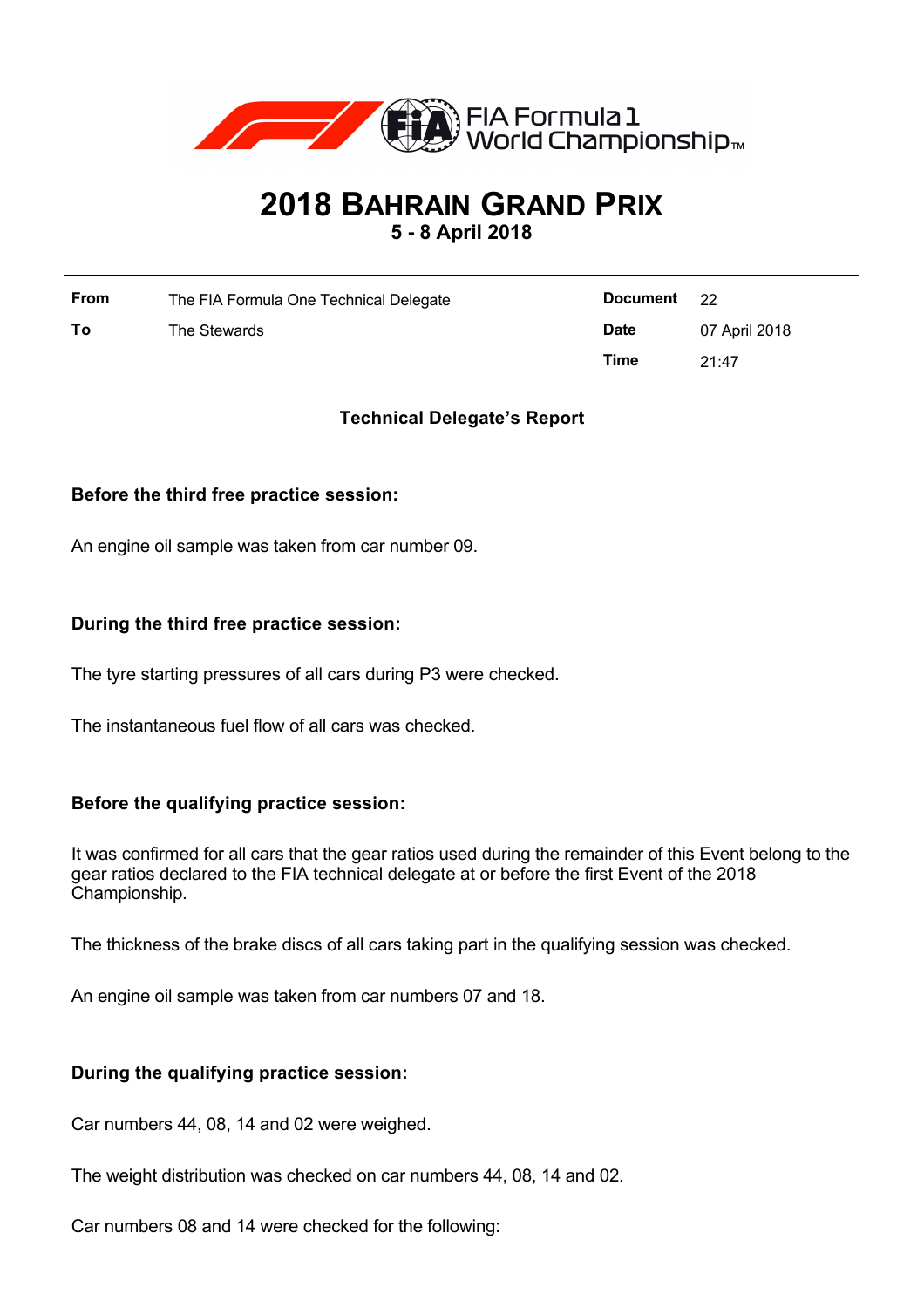FIA Formula 1 World Championship™

# 2018 BAHRAIN GRAND PRIX

**5 - 8 April 2018**

| | | | |
|---|---|---|---|
| **From** | The FIA Formula One Technical Delegate | **Document** | 22 |
| **To** | The Stewards | **Date** | 07 April 2018 |
| | | **Time** | 21:47 |

**Technical Delegate's Report**

**Before the third free practice session:**

An engine oil sample was taken from car number 09.

**During the third free practice session:**

The tyre starting pressures of all cars during P3 were checked.

The instantaneous fuel flow of all cars was checked.

**Before the qualifying practice session:**

It was confirmed for all cars that the gear ratios used during the remainder of this Event belong to the gear ratios declared to the FIA technical delegate at or before the first Event of the 2018 Championship.

The thickness of the brake discs of all cars taking part in the qualifying session was checked.

An engine oil sample was taken from car numbers 07 and 18.

**During the qualifying practice session:**

Car numbers 44, 08, 14 and 02 were weighed.

The weight distribution was checked on car numbers 44, 08, 14 and 02.

Car numbers 08 and 14 were checked for the following: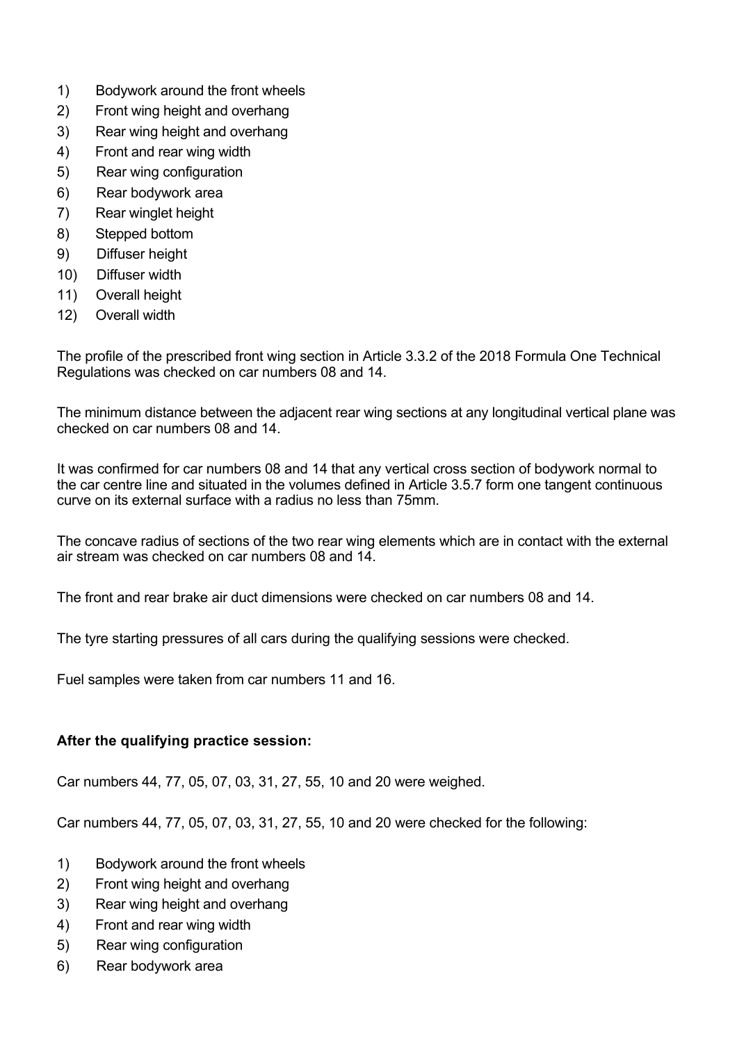1) Bodywork around the front wheels
2) Front wing height and overhang
3) Rear wing height and overhang
4) Front and rear wing width
5) Rear wing configuration
6) Rear bodywork area
7) Rear winglet height
8) Stepped bottom
9) Diffuser height
10) Diffuser width
11) Overall height
12) Overall width

The profile of the prescribed front wing section in Article 3.3.2 of the 2018 Formula One Technical Regulations was checked on car numbers 08 and 14.

The minimum distance between the adjacent rear wing sections at any longitudinal vertical plane was checked on car numbers 08 and 14.

It was confirmed for car numbers 08 and 14 that any vertical cross section of bodywork normal to the car centre line and situated in the volumes defined in Article 3.5.7 form one tangent continuous curve on its external surface with a radius no less than 75mm.

The concave radius of sections of the two rear wing elements which are in contact with the external air stream was checked on car numbers 08 and 14.

The front and rear brake air duct dimensions were checked on car numbers 08 and 14.

The tyre starting pressures of all cars during the qualifying sessions were checked.

Fuel samples were taken from car numbers 11 and 16.

**After the qualifying practice session:**

Car numbers 44, 77, 05, 07, 03, 31, 27, 55, 10 and 20 were weighed.

Car numbers 44, 77, 05, 07, 03, 31, 27, 55, 10 and 20 were checked for the following:

1) Bodywork around the front wheels
2) Front wing height and overhang
3) Rear wing height and overhang
4) Front and rear wing width
5) Rear wing configuration
6) Rear bodywork area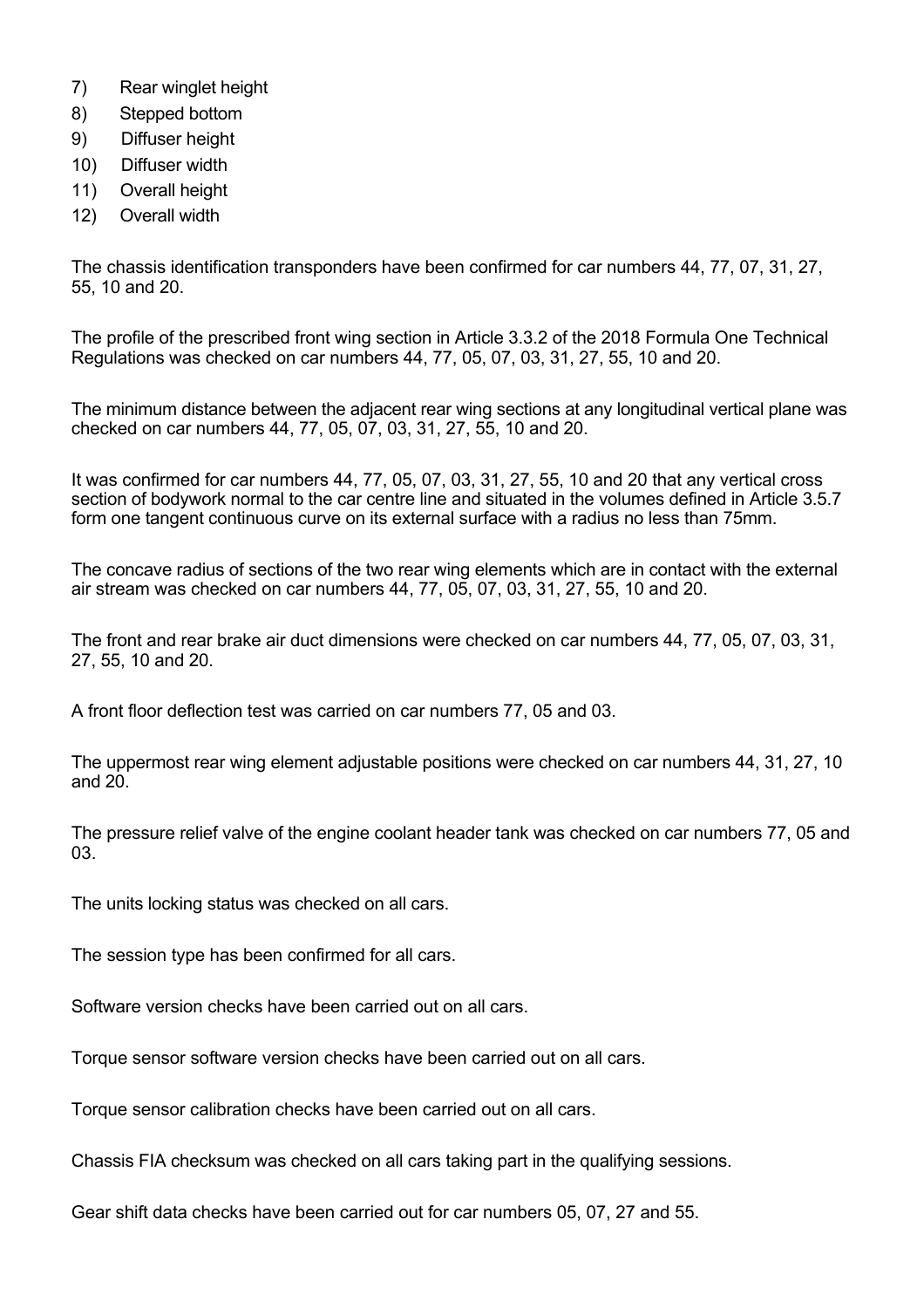7) Rear winglet height
8) Stepped bottom
9) Diffuser height
10) Diffuser width
11) Overall height
12) Overall width

The chassis identification transponders have been confirmed for car numbers 44, 77, 07, 31, 27, 55, 10 and 20.

The profile of the prescribed front wing section in Article 3.3.2 of the 2018 Formula One Technical Regulations was checked on car numbers 44, 77, 05, 07, 03, 31, 27, 55, 10 and 20.

The minimum distance between the adjacent rear wing sections at any longitudinal vertical plane was checked on car numbers 44, 77, 05, 07, 03, 31, 27, 55, 10 and 20.

It was confirmed for car numbers 44, 77, 05, 07, 03, 31, 27, 55, 10 and 20 that any vertical cross section of bodywork normal to the car centre line and situated in the volumes defined in Article 3.5.7 form one tangent continuous curve on its external surface with a radius no less than 75mm.

The concave radius of sections of the two rear wing elements which are in contact with the external air stream was checked on car numbers 44, 77, 05, 07, 03, 31, 27, 55, 10 and 20.

The front and rear brake air duct dimensions were checked on car numbers 44, 77, 05, 07, 03, 31, 27, 55, 10 and 20.

A front floor deflection test was carried on car numbers 77, 05 and 03.

The uppermost rear wing element adjustable positions were checked on car numbers 44, 31, 27, 10 and 20.

The pressure relief valve of the engine coolant header tank was checked on car numbers 77, 05 and 03.

The units locking status was checked on all cars.

The session type has been confirmed for all cars.

Software version checks have been carried out on all cars.

Torque sensor software version checks have been carried out on all cars.

Torque sensor calibration checks have been carried out on all cars.

Chassis FIA checksum was checked on all cars taking part in the qualifying sessions.

Gear shift data checks have been carried out for car numbers 05, 07, 27 and 55.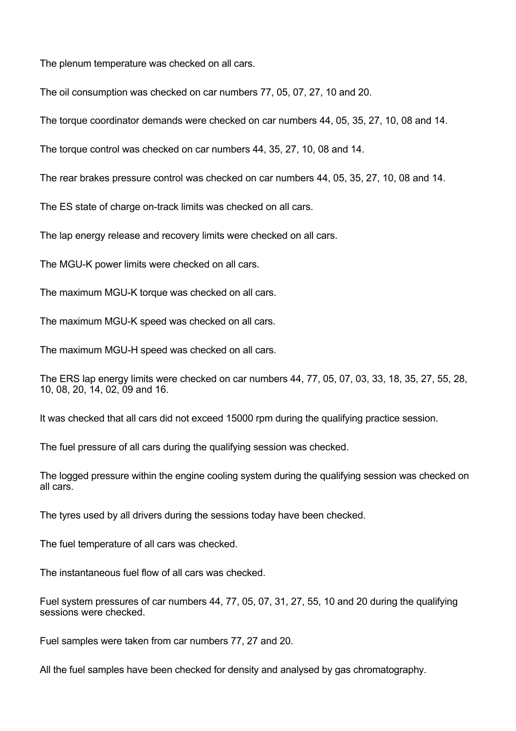The plenum temperature was checked on all cars.

The oil consumption was checked on car numbers 77, 05, 07, 27, 10 and 20.

The torque coordinator demands were checked on car numbers 44, 05, 35, 27, 10, 08 and 14.

The torque control was checked on car numbers 44, 35, 27, 10, 08 and 14.

The rear brakes pressure control was checked on car numbers 44, 05, 35, 27, 10, 08 and 14.

The ES state of charge on-track limits was checked on all cars.

The lap energy release and recovery limits were checked on all cars.

The MGU-K power limits were checked on all cars.

The maximum MGU-K torque was checked on all cars.

The maximum MGU-K speed was checked on all cars.

The maximum MGU-H speed was checked on all cars.

The ERS lap energy limits were checked on car numbers 44, 77, 05, 07, 03, 33, 18, 35, 27, 55, 28, 10, 08, 20, 14, 02, 09 and 16.

It was checked that all cars did not exceed 15000 rpm during the qualifying practice session.

The fuel pressure of all cars during the qualifying session was checked.

The logged pressure within the engine cooling system during the qualifying session was checked on all cars.

The tyres used by all drivers during the sessions today have been checked.

The fuel temperature of all cars was checked.

The instantaneous fuel flow of all cars was checked.

Fuel system pressures of car numbers 44, 77, 05, 07, 31, 27, 55, 10 and 20 during the qualifying sessions were checked.

Fuel samples were taken from car numbers 77, 27 and 20.

All the fuel samples have been checked for density and analysed by gas chromatography.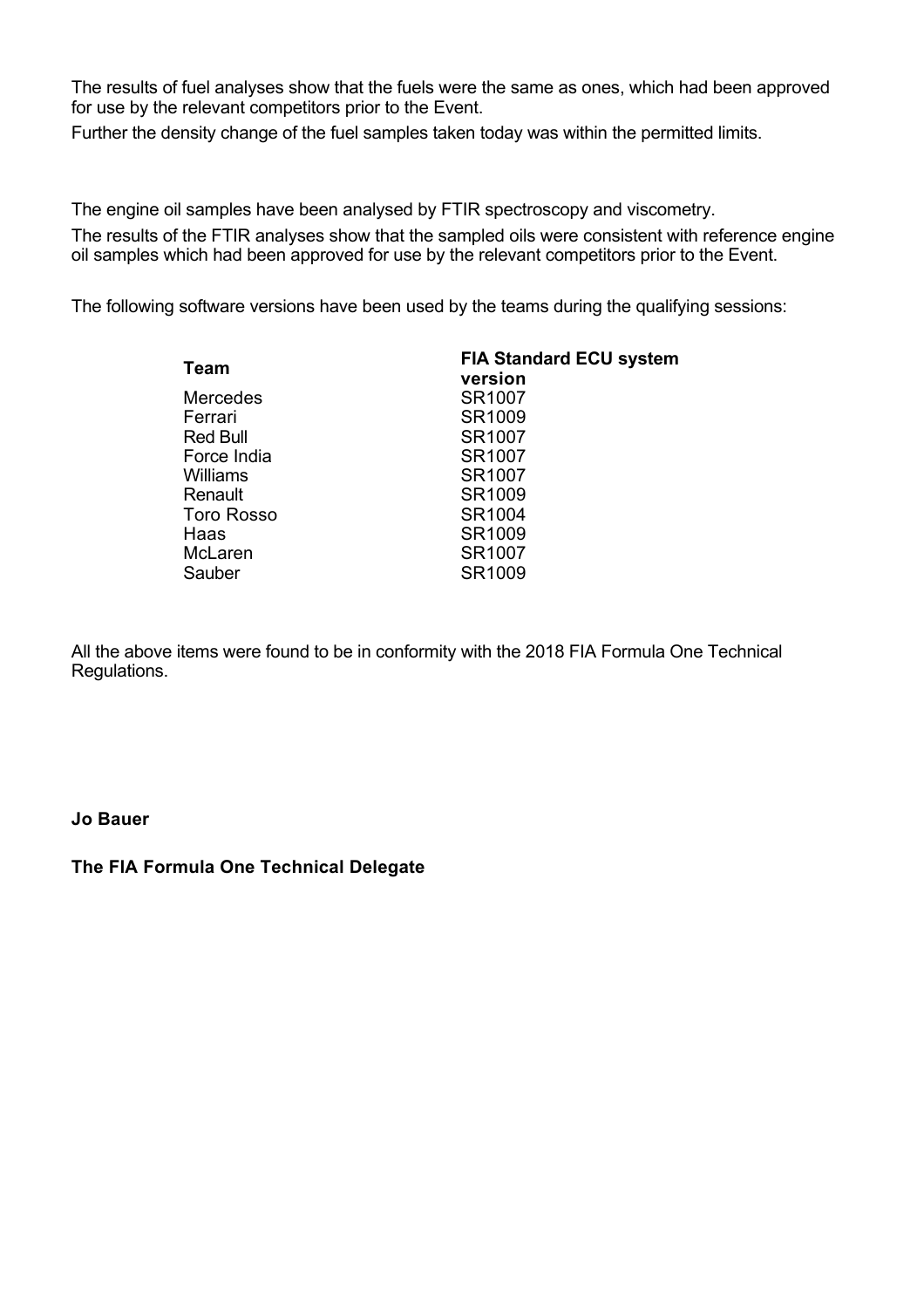The results of fuel analyses show that the fuels were the same as ones, which had been approved for use by the relevant competitors prior to the Event.

Further the density change of the fuel samples taken today was within the permitted limits.

The engine oil samples have been analysed by FTIR spectroscopy and viscometry.

The results of the FTIR analyses show that the sampled oils were consistent with reference engine oil samples which had been approved for use by the relevant competitors prior to the Event.

The following software versions have been used by the teams during the qualifying sessions:

| Team | FIA Standard ECU system version |
|---|---|
| Mercedes | SR1007 |
| Ferrari | SR1009 |
| Red Bull | SR1007 |
| Force India | SR1007 |
| Williams | SR1007 |
| Renault | SR1009 |
| Toro Rosso | SR1004 |
| Haas | SR1009 |
| McLaren | SR1007 |
| Sauber | SR1009 |

All the above items were found to be in conformity with the 2018 FIA Formula One Technical Regulations.

**Jo Bauer**

**The FIA Formula One Technical Delegate**